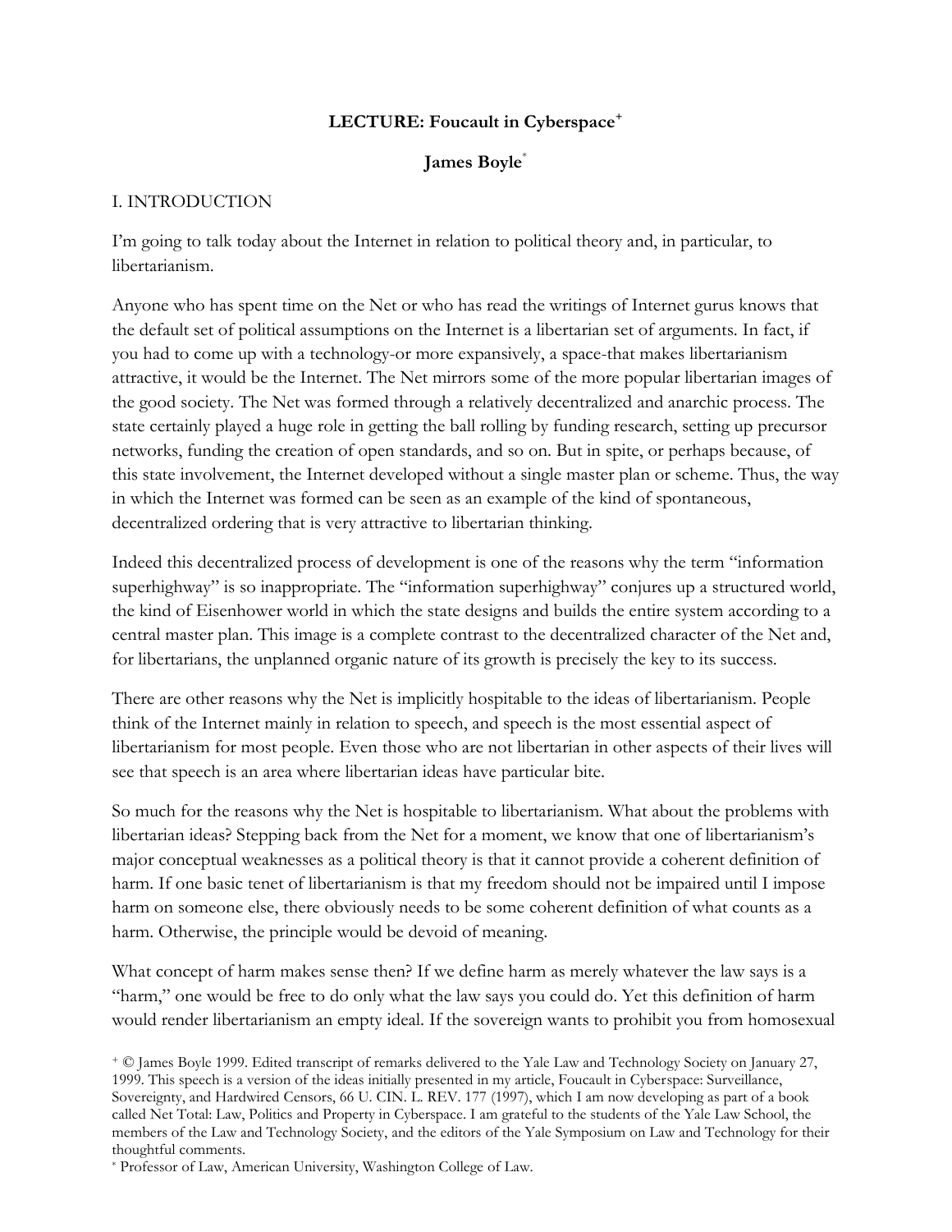**LECTURE: Foucault in Cyberspace**[+]

**James Boyle**[*]

I. INTRODUCTION

I'm going to talk today about the Internet in relation to political theory and, in particular, to libertarianism.

Anyone who has spent time on the Net or who has read the writings of Internet gurus knows that the default set of political assumptions on the Internet is a libertarian set of arguments. In fact, if you had to come up with a technology-or more expansively, a space-that makes libertarianism attractive, it would be the Internet. The Net mirrors some of the more popular libertarian images of the good society. The Net was formed through a relatively decentralized and anarchic process. The state certainly played a huge role in getting the ball rolling by funding research, setting up precursor networks, funding the creation of open standards, and so on. But in spite, or perhaps because, of this state involvement, the Internet developed without a single master plan or scheme. Thus, the way in which the Internet was formed can be seen as an example of the kind of spontaneous, decentralized ordering that is very attractive to libertarian thinking.

Indeed this decentralized process of development is one of the reasons why the term "information superhighway" is so inappropriate. The "information superhighway" conjures up a structured world, the kind of Eisenhower world in which the state designs and builds the entire system according to a central master plan. This image is a complete contrast to the decentralized character of the Net and, for libertarians, the unplanned organic nature of its growth is precisely the key to its success.

There are other reasons why the Net is implicitly hospitable to the ideas of libertarianism. People think of the Internet mainly in relation to speech, and speech is the most essential aspect of libertarianism for most people. Even those who are not libertarian in other aspects of their lives will see that speech is an area where libertarian ideas have particular bite.

So much for the reasons why the Net is hospitable to libertarianism. What about the problems with libertarian ideas? Stepping back from the Net for a moment, we know that one of libertarianism's major conceptual weaknesses as a political theory is that it cannot provide a coherent definition of harm. If one basic tenet of libertarianism is that my freedom should not be impaired until I impose harm on someone else, there obviously needs to be some coherent definition of what counts as a harm. Otherwise, the principle would be devoid of meaning.

What concept of harm makes sense then? If we define harm as merely whatever the law says is a "harm," one would be free to do only what the law says you could do. Yet this definition of harm would render libertarianism an empty ideal. If the sovereign wants to prohibit you from homosexual

[+] © James Boyle 1999. Edited transcript of remarks delivered to the Yale Law and Technology Society on January 27, 1999. This speech is a version of the ideas initially presented in my article, Foucault in Cyberspace: Surveillance, Sovereignty, and Hardwired Censors, 66 U. CIN. L. REV. 177 (1997), which I am now developing as part of a book called Net Total: Law, Politics and Property in Cyberspace. I am grateful to the students of the Yale Law School, the members of the Law and Technology Society, and the editors of the Yale Symposium on Law and Technology for their thoughtful comments.

[*] Professor of Law, American University, Washington College of Law.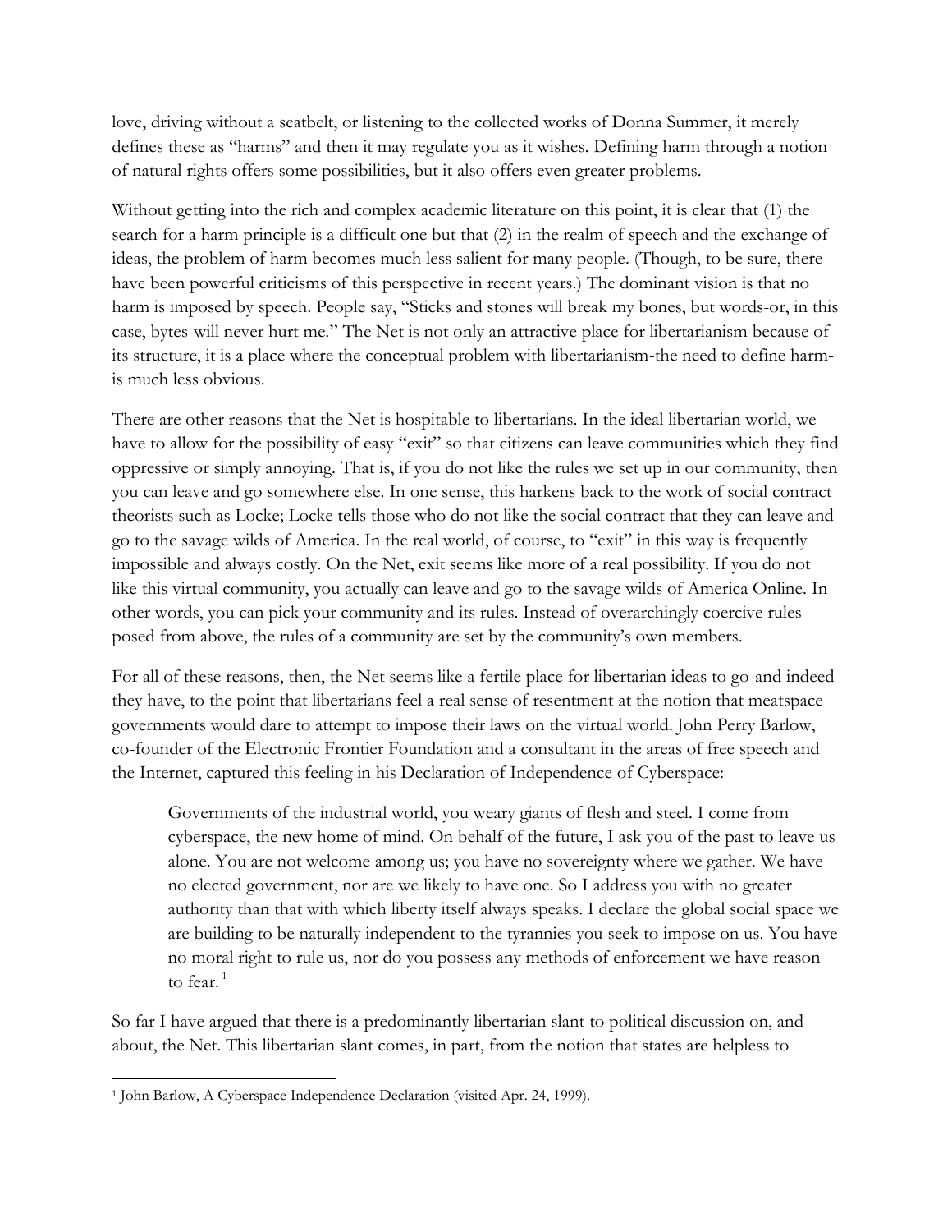love, driving without a seatbelt, or listening to the collected works of Donna Summer, it merely defines these as "harms" and then it may regulate you as it wishes. Defining harm through a notion of natural rights offers some possibilities, but it also offers even greater problems.

Without getting into the rich and complex academic literature on this point, it is clear that (1) the search for a harm principle is a difficult one but that (2) in the realm of speech and the exchange of ideas, the problem of harm becomes much less salient for many people. (Though, to be sure, there have been powerful criticisms of this perspective in recent years.) The dominant vision is that no harm is imposed by speech. People say, "Sticks and stones will break my bones, but words-or, in this case, bytes-will never hurt me." The Net is not only an attractive place for libertarianism because of its structure, it is a place where the conceptual problem with libertarianism-the need to define harm-is much less obvious.

There are other reasons that the Net is hospitable to libertarians. In the ideal libertarian world, we have to allow for the possibility of easy "exit" so that citizens can leave communities which they find oppressive or simply annoying. That is, if you do not like the rules we set up in our community, then you can leave and go somewhere else. In one sense, this harkens back to the work of social contract theorists such as Locke; Locke tells those who do not like the social contract that they can leave and go to the savage wilds of America. In the real world, of course, to "exit" in this way is frequently impossible and always costly. On the Net, exit seems like more of a real possibility. If you do not like this virtual community, you actually can leave and go to the savage wilds of America Online. In other words, you can pick your community and its rules. Instead of overarchingly coercive rules posed from above, the rules of a community are set by the community's own members.

For all of these reasons, then, the Net seems like a fertile place for libertarian ideas to go-and indeed they have, to the point that libertarians feel a real sense of resentment at the notion that meatspace governments would dare to attempt to impose their laws on the virtual world. John Perry Barlow, co-founder of the Electronic Frontier Foundation and a consultant in the areas of free speech and the Internet, captured this feeling in his Declaration of Independence of Cyberspace:

> Governments of the industrial world, you weary giants of flesh and steel. I come from cyberspace, the new home of mind. On behalf of the future, I ask you of the past to leave us alone. You are not welcome among us; you have no sovereignty where we gather. We have no elected government, nor are we likely to have one. So I address you with no greater authority than that with which liberty itself always speaks. I declare the global social space we are building to be naturally independent to the tyrannies you seek to impose on us. You have no moral right to rule us, nor do you possess any methods of enforcement we have reason to fear.[1]

So far I have argued that there is a predominantly libertarian slant to political discussion on, and about, the Net. This libertarian slant comes, in part, from the notion that states are helpless to

[1] John Barlow, A Cyberspace Independence Declaration (visited Apr. 24, 1999).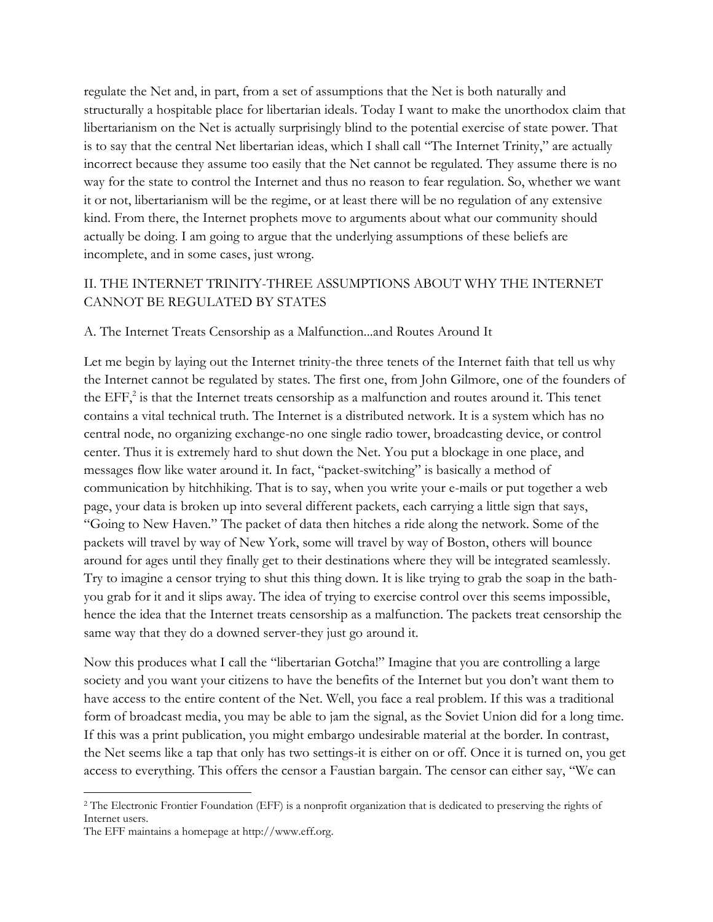regulate the Net and, in part, from a set of assumptions that the Net is both naturally and structurally a hospitable place for libertarian ideals. Today I want to make the unorthodox claim that libertarianism on the Net is actually surprisingly blind to the potential exercise of state power. That is to say that the central Net libertarian ideas, which I shall call "The Internet Trinity," are actually incorrect because they assume too easily that the Net cannot be regulated. They assume there is no way for the state to control the Internet and thus no reason to fear regulation. So, whether we want it or not, libertarianism will be the regime, or at least there will be no regulation of any extensive kind. From there, the Internet prophets move to arguments about what our community should actually be doing. I am going to argue that the underlying assumptions of these beliefs are incomplete, and in some cases, just wrong.

## II. THE INTERNET TRINITY-THREE ASSUMPTIONS ABOUT WHY THE INTERNET CANNOT BE REGULATED BY STATES

### A. The Internet Treats Censorship as a Malfunction...and Routes Around It

Let me begin by laying out the Internet trinity-the three tenets of the Internet faith that tell us why the Internet cannot be regulated by states. The first one, from John Gilmore, one of the founders of the EFF,[2] is that the Internet treats censorship as a malfunction and routes around it. This tenet contains a vital technical truth. The Internet is a distributed network. It is a system which has no central node, no organizing exchange-no one single radio tower, broadcasting device, or control center. Thus it is extremely hard to shut down the Net. You put a blockage in one place, and messages flow like water around it. In fact, "packet-switching" is basically a method of communication by hitchhiking. That is to say, when you write your e-mails or put together a web page, your data is broken up into several different packets, each carrying a little sign that says, "Going to New Haven." The packet of data then hitches a ride along the network. Some of the packets will travel by way of New York, some will travel by way of Boston, others will bounce around for ages until they finally get to their destinations where they will be integrated seamlessly. Try to imagine a censor trying to shut this thing down. It is like trying to grab the soap in the bath-you grab for it and it slips away. The idea of trying to exercise control over this seems impossible, hence the idea that the Internet treats censorship as a malfunction. The packets treat censorship the same way that they do a downed server-they just go around it.

Now this produces what I call the "libertarian Gotcha!" Imagine that you are controlling a large society and you want your citizens to have the benefits of the Internet but you don't want them to have access to the entire content of the Net. Well, you face a real problem. If this was a traditional form of broadcast media, you may be able to jam the signal, as the Soviet Union did for a long time. If this was a print publication, you might embargo undesirable material at the border. In contrast, the Net seems like a tap that only has two settings-it is either on or off. Once it is turned on, you get access to everything. This offers the censor a Faustian bargain. The censor can either say, "We can

---

[2] The Electronic Frontier Foundation (EFF) is a nonprofit organization that is dedicated to preserving the rights of Internet users.
The EFF maintains a homepage at http://www.eff.org.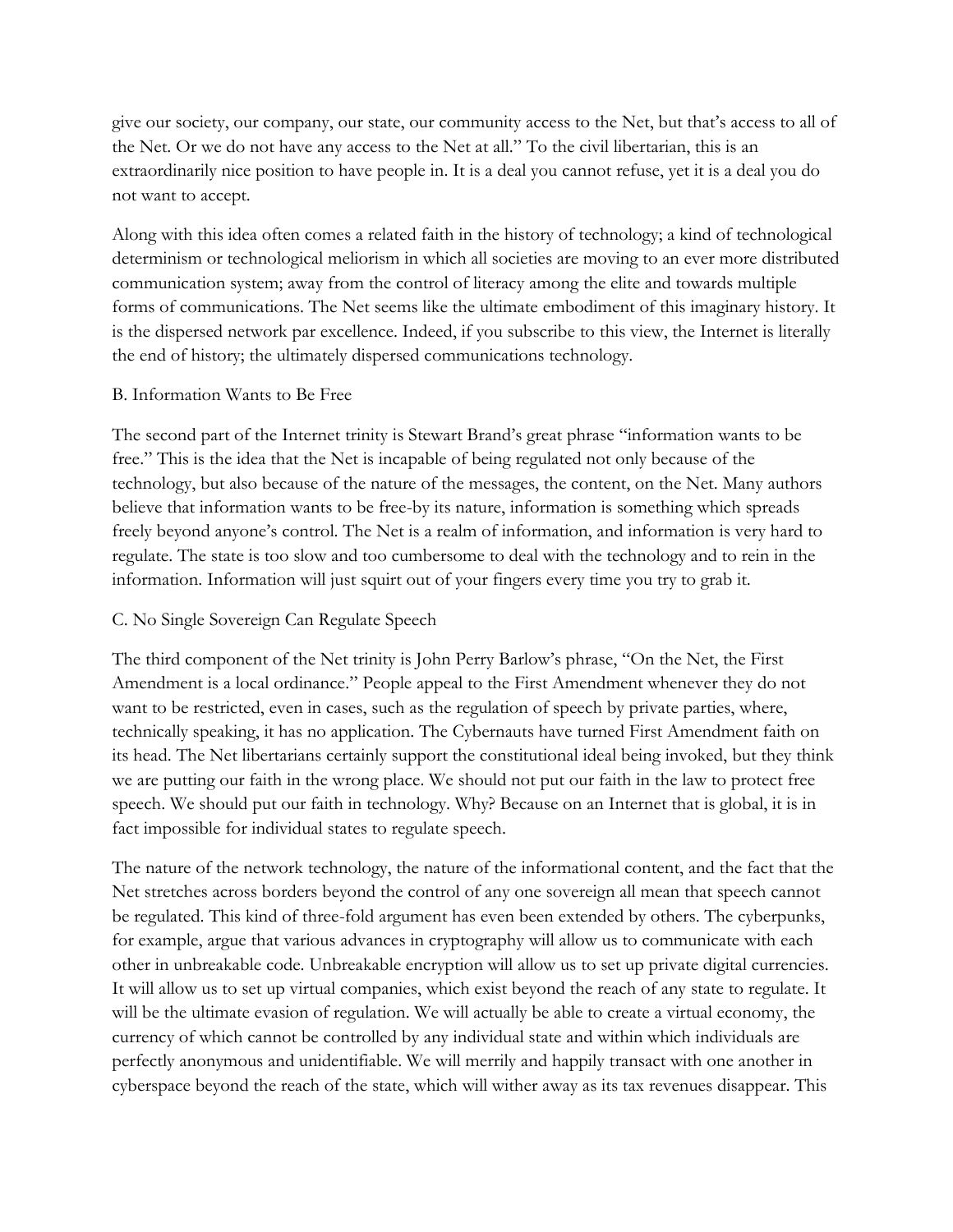give our society, our company, our state, our community access to the Net, but that's access to all of the Net. Or we do not have any access to the Net at all." To the civil libertarian, this is an extraordinarily nice position to have people in. It is a deal you cannot refuse, yet it is a deal you do not want to accept.

Along with this idea often comes a related faith in the history of technology; a kind of technological determinism or technological meliorism in which all societies are moving to an ever more distributed communication system; away from the control of literacy among the elite and towards multiple forms of communications. The Net seems like the ultimate embodiment of this imaginary history. It is the dispersed network par excellence. Indeed, if you subscribe to this view, the Internet is literally the end of history; the ultimately dispersed communications technology.

### B. Information Wants to Be Free

The second part of the Internet trinity is Stewart Brand's great phrase "information wants to be free." This is the idea that the Net is incapable of being regulated not only because of the technology, but also because of the nature of the messages, the content, on the Net. Many authors believe that information wants to be free-by its nature, information is something which spreads freely beyond anyone's control. The Net is a realm of information, and information is very hard to regulate. The state is too slow and too cumbersome to deal with the technology and to rein in the information. Information will just squirt out of your fingers every time you try to grab it.

### C. No Single Sovereign Can Regulate Speech

The third component of the Net trinity is John Perry Barlow's phrase, "On the Net, the First Amendment is a local ordinance." People appeal to the First Amendment whenever they do not want to be restricted, even in cases, such as the regulation of speech by private parties, where, technically speaking, it has no application. The Cybernauts have turned First Amendment faith on its head. The Net libertarians certainly support the constitutional ideal being invoked, but they think we are putting our faith in the wrong place. We should not put our faith in the law to protect free speech. We should put our faith in technology. Why? Because on an Internet that is global, it is in fact impossible for individual states to regulate speech.

The nature of the network technology, the nature of the informational content, and the fact that the Net stretches across borders beyond the control of any one sovereign all mean that speech cannot be regulated. This kind of three-fold argument has even been extended by others. The cyberpunks, for example, argue that various advances in cryptography will allow us to communicate with each other in unbreakable code. Unbreakable encryption will allow us to set up private digital currencies. It will allow us to set up virtual companies, which exist beyond the reach of any state to regulate. It will be the ultimate evasion of regulation. We will actually be able to create a virtual economy, the currency of which cannot be controlled by any individual state and within which individuals are perfectly anonymous and unidentifiable. We will merrily and happily transact with one another in cyberspace beyond the reach of the state, which will wither away as its tax revenues disappear. This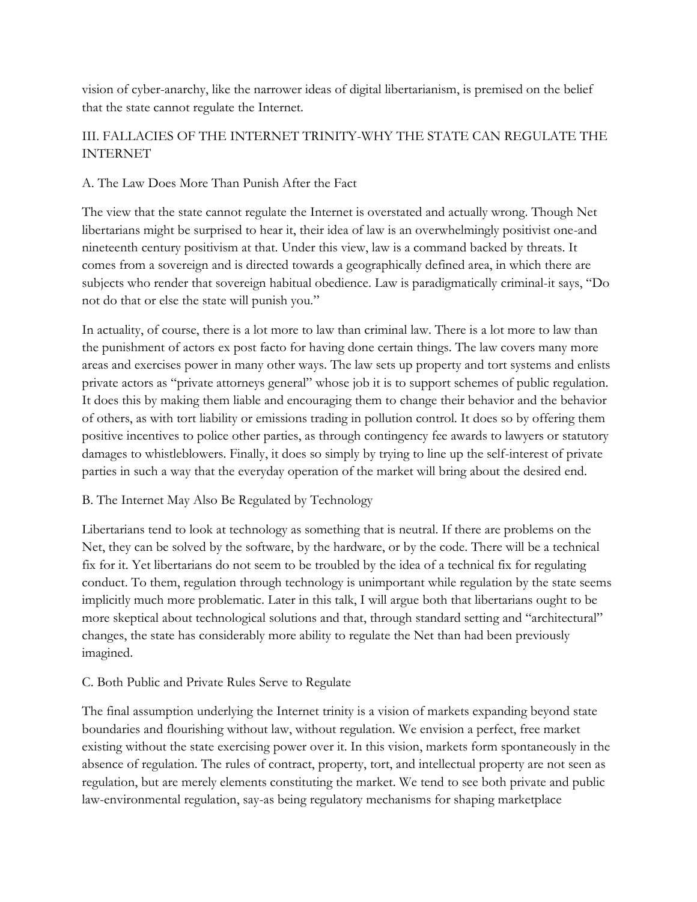vision of cyber-anarchy, like the narrower ideas of digital libertarianism, is premised on the belief that the state cannot regulate the Internet.

## III. FALLACIES OF THE INTERNET TRINITY-WHY THE STATE CAN REGULATE THE INTERNET

### A. The Law Does More Than Punish After the Fact

The view that the state cannot regulate the Internet is overstated and actually wrong. Though Net libertarians might be surprised to hear it, their idea of law is an overwhelmingly positivist one-and nineteenth century positivism at that. Under this view, law is a command backed by threats. It comes from a sovereign and is directed towards a geographically defined area, in which there are subjects who render that sovereign habitual obedience. Law is paradigmatically criminal-it says, "Do not do that or else the state will punish you."

In actuality, of course, there is a lot more to law than criminal law. There is a lot more to law than the punishment of actors ex post facto for having done certain things. The law covers many more areas and exercises power in many other ways. The law sets up property and tort systems and enlists private actors as "private attorneys general" whose job it is to support schemes of public regulation. It does this by making them liable and encouraging them to change their behavior and the behavior of others, as with tort liability or emissions trading in pollution control. It does so by offering them positive incentives to police other parties, as through contingency fee awards to lawyers or statutory damages to whistleblowers. Finally, it does so simply by trying to line up the self-interest of private parties in such a way that the everyday operation of the market will bring about the desired end.

### B. The Internet May Also Be Regulated by Technology

Libertarians tend to look at technology as something that is neutral. If there are problems on the Net, they can be solved by the software, by the hardware, or by the code. There will be a technical fix for it. Yet libertarians do not seem to be troubled by the idea of a technical fix for regulating conduct. To them, regulation through technology is unimportant while regulation by the state seems implicitly much more problematic. Later in this talk, I will argue both that libertarians ought to be more skeptical about technological solutions and that, through standard setting and "architectural" changes, the state has considerably more ability to regulate the Net than had been previously imagined.

### C. Both Public and Private Rules Serve to Regulate

The final assumption underlying the Internet trinity is a vision of markets expanding beyond state boundaries and flourishing without law, without regulation. We envision a perfect, free market existing without the state exercising power over it. In this vision, markets form spontaneously in the absence of regulation. The rules of contract, property, tort, and intellectual property are not seen as regulation, but are merely elements constituting the market. We tend to see both private and public law-environmental regulation, say-as being regulatory mechanisms for shaping marketplace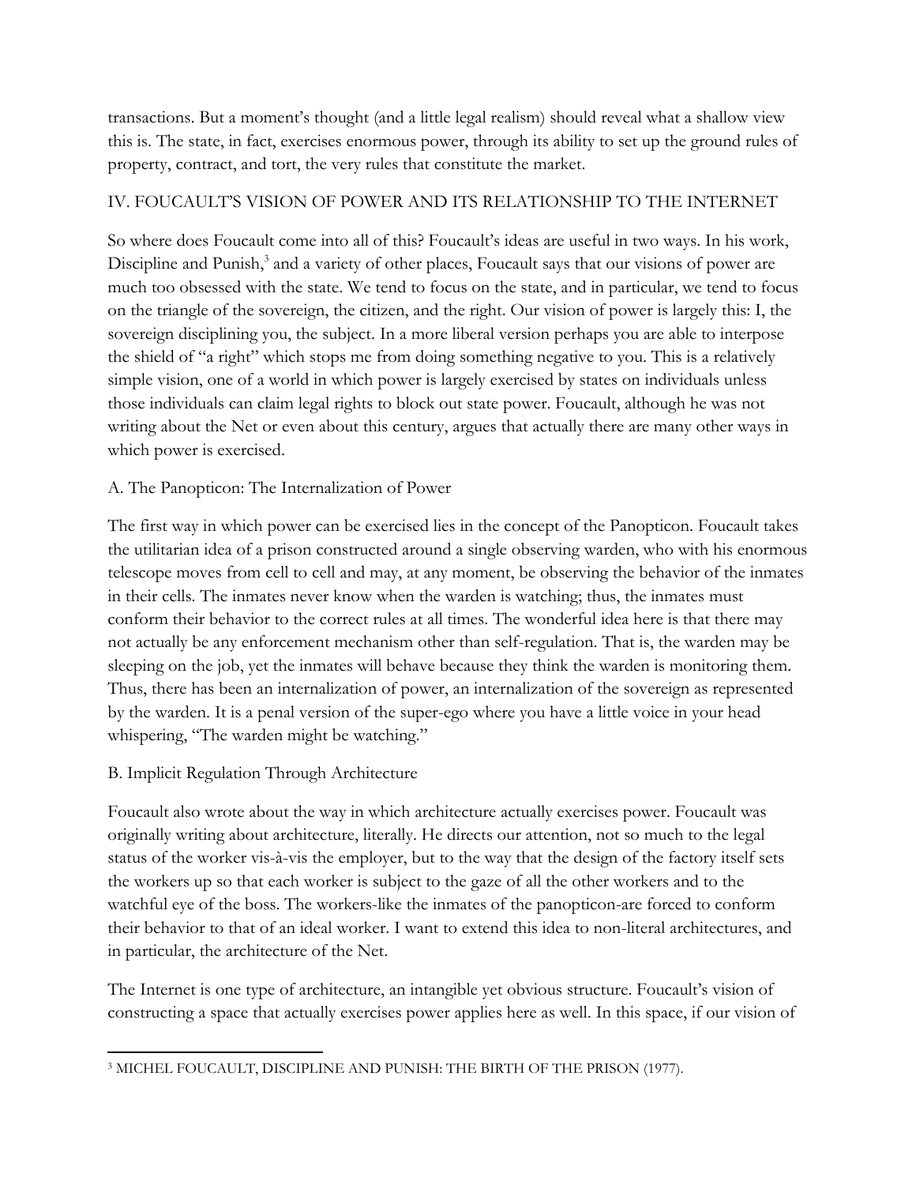transactions. But a moment's thought (and a little legal realism) should reveal what a shallow view this is. The state, in fact, exercises enormous power, through its ability to set up the ground rules of property, contract, and tort, the very rules that constitute the market.

## IV. FOUCAULT'S VISION OF POWER AND ITS RELATIONSHIP TO THE INTERNET

So where does Foucault come into all of this? Foucault's ideas are useful in two ways. In his work, Discipline and Punish,[3] and a variety of other places, Foucault says that our visions of power are much too obsessed with the state. We tend to focus on the state, and in particular, we tend to focus on the triangle of the sovereign, the citizen, and the right. Our vision of power is largely this: I, the sovereign disciplining you, the subject. In a more liberal version perhaps you are able to interpose the shield of "a right" which stops me from doing something negative to you. This is a relatively simple vision, one of a world in which power is largely exercised by states on individuals unless those individuals can claim legal rights to block out state power. Foucault, although he was not writing about the Net or even about this century, argues that actually there are many other ways in which power is exercised.

### A. The Panopticon: The Internalization of Power

The first way in which power can be exercised lies in the concept of the Panopticon. Foucault takes the utilitarian idea of a prison constructed around a single observing warden, who with his enormous telescope moves from cell to cell and may, at any moment, be observing the behavior of the inmates in their cells. The inmates never know when the warden is watching; thus, the inmates must conform their behavior to the correct rules at all times. The wonderful idea here is that there may not actually be any enforcement mechanism other than self-regulation. That is, the warden may be sleeping on the job, yet the inmates will behave because they think the warden is monitoring them. Thus, there has been an internalization of power, an internalization of the sovereign as represented by the warden. It is a penal version of the super-ego where you have a little voice in your head whispering, "The warden might be watching."

### B. Implicit Regulation Through Architecture

Foucault also wrote about the way in which architecture actually exercises power. Foucault was originally writing about architecture, literally. He directs our attention, not so much to the legal status of the worker vis-à-vis the employer, but to the way that the design of the factory itself sets the workers up so that each worker is subject to the gaze of all the other workers and to the watchful eye of the boss. The workers-like the inmates of the panopticon-are forced to conform their behavior to that of an ideal worker. I want to extend this idea to non-literal architectures, and in particular, the architecture of the Net.

The Internet is one type of architecture, an intangible yet obvious structure. Foucault's vision of constructing a space that actually exercises power applies here as well. In this space, if our vision of

[3] MICHEL FOUCAULT, DISCIPLINE AND PUNISH: THE BIRTH OF THE PRISON (1977).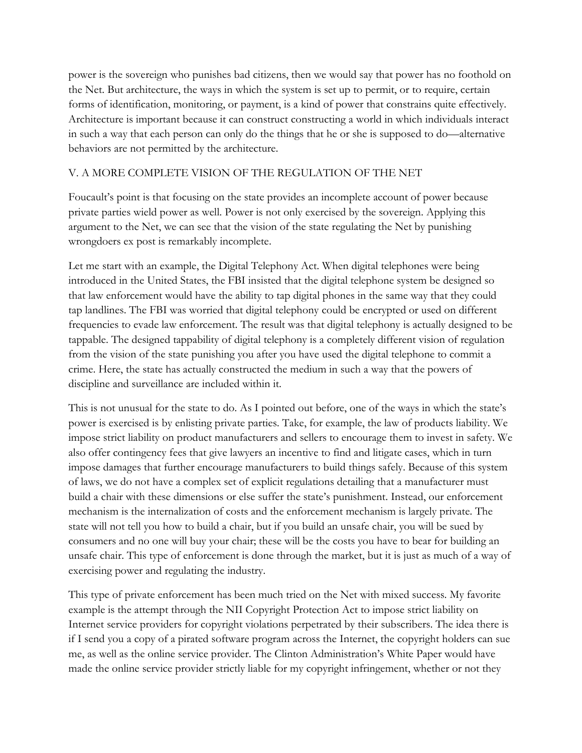power is the sovereign who punishes bad citizens, then we would say that power has no foothold on the Net. But architecture, the ways in which the system is set up to permit, or to require, certain forms of identification, monitoring, or payment, is a kind of power that constrains quite effectively. Architecture is important because it can construct constructing a world in which individuals interact in such a way that each person can only do the things that he or she is supposed to do—alternative behaviors are not permitted by the architecture.

## V. A MORE COMPLETE VISION OF THE REGULATION OF THE NET

Foucault's point is that focusing on the state provides an incomplete account of power because private parties wield power as well. Power is not only exercised by the sovereign. Applying this argument to the Net, we can see that the vision of the state regulating the Net by punishing wrongdoers ex post is remarkably incomplete.

Let me start with an example, the Digital Telephony Act. When digital telephones were being introduced in the United States, the FBI insisted that the digital telephone system be designed so that law enforcement would have the ability to tap digital phones in the same way that they could tap landlines. The FBI was worried that digital telephony could be encrypted or used on different frequencies to evade law enforcement. The result was that digital telephony is actually designed to be tappable. The designed tappability of digital telephony is a completely different vision of regulation from the vision of the state punishing you after you have used the digital telephone to commit a crime. Here, the state has actually constructed the medium in such a way that the powers of discipline and surveillance are included within it.

This is not unusual for the state to do. As I pointed out before, one of the ways in which the state's power is exercised is by enlisting private parties. Take, for example, the law of products liability. We impose strict liability on product manufacturers and sellers to encourage them to invest in safety. We also offer contingency fees that give lawyers an incentive to find and litigate cases, which in turn impose damages that further encourage manufacturers to build things safely. Because of this system of laws, we do not have a complex set of explicit regulations detailing that a manufacturer must build a chair with these dimensions or else suffer the state's punishment. Instead, our enforcement mechanism is the internalization of costs and the enforcement mechanism is largely private. The state will not tell you how to build a chair, but if you build an unsafe chair, you will be sued by consumers and no one will buy your chair; these will be the costs you have to bear for building an unsafe chair. This type of enforcement is done through the market, but it is just as much of a way of exercising power and regulating the industry.

This type of private enforcement has been much tried on the Net with mixed success. My favorite example is the attempt through the NII Copyright Protection Act to impose strict liability on Internet service providers for copyright violations perpetrated by their subscribers. The idea there is if I send you a copy of a pirated software program across the Internet, the copyright holders can sue me, as well as the online service provider. The Clinton Administration's White Paper would have made the online service provider strictly liable for my copyright infringement, whether or not they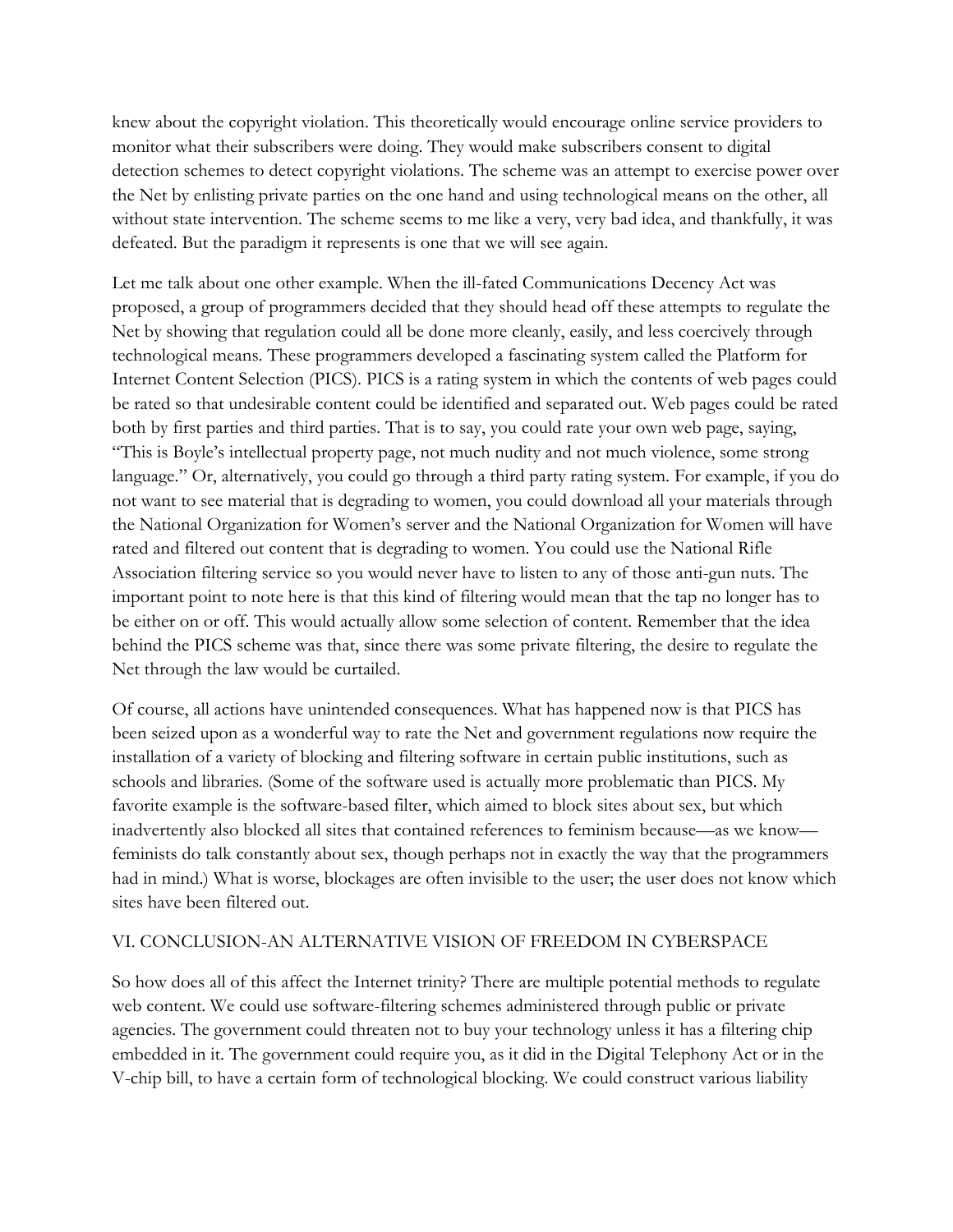knew about the copyright violation. This theoretically would encourage online service providers to monitor what their subscribers were doing. They would make subscribers consent to digital detection schemes to detect copyright violations. The scheme was an attempt to exercise power over the Net by enlisting private parties on the one hand and using technological means on the other, all without state intervention. The scheme seems to me like a very, very bad idea, and thankfully, it was defeated. But the paradigm it represents is one that we will see again.

Let me talk about one other example. When the ill-fated Communications Decency Act was proposed, a group of programmers decided that they should head off these attempts to regulate the Net by showing that regulation could all be done more cleanly, easily, and less coercively through technological means. These programmers developed a fascinating system called the Platform for Internet Content Selection (PICS). PICS is a rating system in which the contents of web pages could be rated so that undesirable content could be identified and separated out. Web pages could be rated both by first parties and third parties. That is to say, you could rate your own web page, saying, "This is Boyle's intellectual property page, not much nudity and not much violence, some strong language." Or, alternatively, you could go through a third party rating system. For example, if you do not want to see material that is degrading to women, you could download all your materials through the National Organization for Women's server and the National Organization for Women will have rated and filtered out content that is degrading to women. You could use the National Rifle Association filtering service so you would never have to listen to any of those anti-gun nuts. The important point to note here is that this kind of filtering would mean that the tap no longer has to be either on or off. This would actually allow some selection of content. Remember that the idea behind the PICS scheme was that, since there was some private filtering, the desire to regulate the Net through the law would be curtailed.

Of course, all actions have unintended consequences. What has happened now is that PICS has been seized upon as a wonderful way to rate the Net and government regulations now require the installation of a variety of blocking and filtering software in certain public institutions, such as schools and libraries. (Some of the software used is actually more problematic than PICS. My favorite example is the software-based filter, which aimed to block sites about sex, but which inadvertently also blocked all sites that contained references to feminism because—as we know—feminists do talk constantly about sex, though perhaps not in exactly the way that the programmers had in mind.) What is worse, blockages are often invisible to the user; the user does not know which sites have been filtered out.

## VI. CONCLUSION-AN ALTERNATIVE VISION OF FREEDOM IN CYBERSPACE

So how does all of this affect the Internet trinity? There are multiple potential methods to regulate web content. We could use software-filtering schemes administered through public or private agencies. The government could threaten not to buy your technology unless it has a filtering chip embedded in it. The government could require you, as it did in the Digital Telephony Act or in the V-chip bill, to have a certain form of technological blocking. We could construct various liability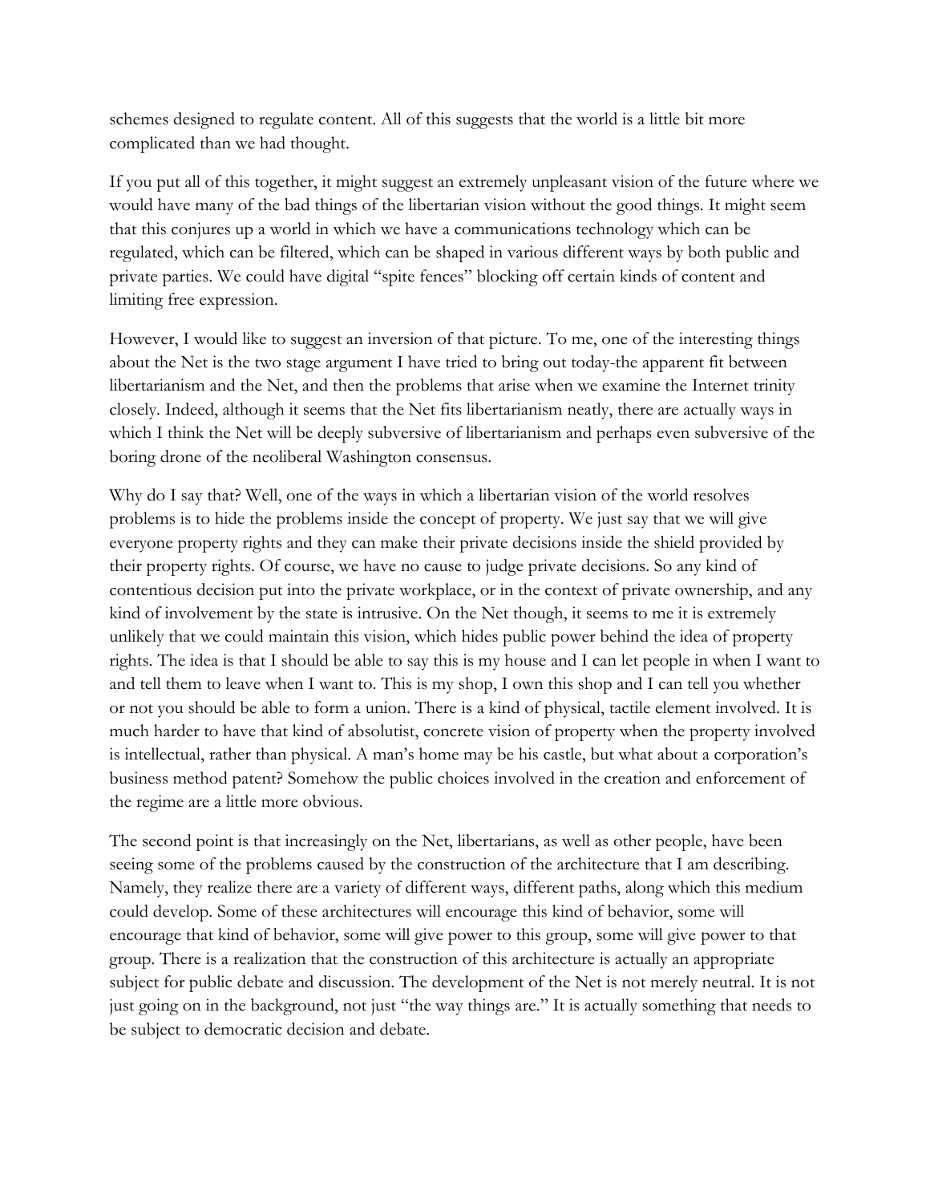schemes designed to regulate content. All of this suggests that the world is a little bit more complicated than we had thought.

If you put all of this together, it might suggest an extremely unpleasant vision of the future where we would have many of the bad things of the libertarian vision without the good things. It might seem that this conjures up a world in which we have a communications technology which can be regulated, which can be filtered, which can be shaped in various different ways by both public and private parties. We could have digital "spite fences" blocking off certain kinds of content and limiting free expression.

However, I would like to suggest an inversion of that picture. To me, one of the interesting things about the Net is the two stage argument I have tried to bring out today-the apparent fit between libertarianism and the Net, and then the problems that arise when we examine the Internet trinity closely. Indeed, although it seems that the Net fits libertarianism neatly, there are actually ways in which I think the Net will be deeply subversive of libertarianism and perhaps even subversive of the boring drone of the neoliberal Washington consensus.

Why do I say that? Well, one of the ways in which a libertarian vision of the world resolves problems is to hide the problems inside the concept of property. We just say that we will give everyone property rights and they can make their private decisions inside the shield provided by their property rights. Of course, we have no cause to judge private decisions. So any kind of contentious decision put into the private workplace, or in the context of private ownership, and any kind of involvement by the state is intrusive. On the Net though, it seems to me it is extremely unlikely that we could maintain this vision, which hides public power behind the idea of property rights. The idea is that I should be able to say this is my house and I can let people in when I want to and tell them to leave when I want to. This is my shop, I own this shop and I can tell you whether or not you should be able to form a union. There is a kind of physical, tactile element involved. It is much harder to have that kind of absolutist, concrete vision of property when the property involved is intellectual, rather than physical. A man's home may be his castle, but what about a corporation's business method patent? Somehow the public choices involved in the creation and enforcement of the regime are a little more obvious.

The second point is that increasingly on the Net, libertarians, as well as other people, have been seeing some of the problems caused by the construction of the architecture that I am describing. Namely, they realize there are a variety of different ways, different paths, along which this medium could develop. Some of these architectures will encourage this kind of behavior, some will encourage that kind of behavior, some will give power to this group, some will give power to that group. There is a realization that the construction of this architecture is actually an appropriate subject for public debate and discussion. The development of the Net is not merely neutral. It is not just going on in the background, not just "the way things are." It is actually something that needs to be subject to democratic decision and debate.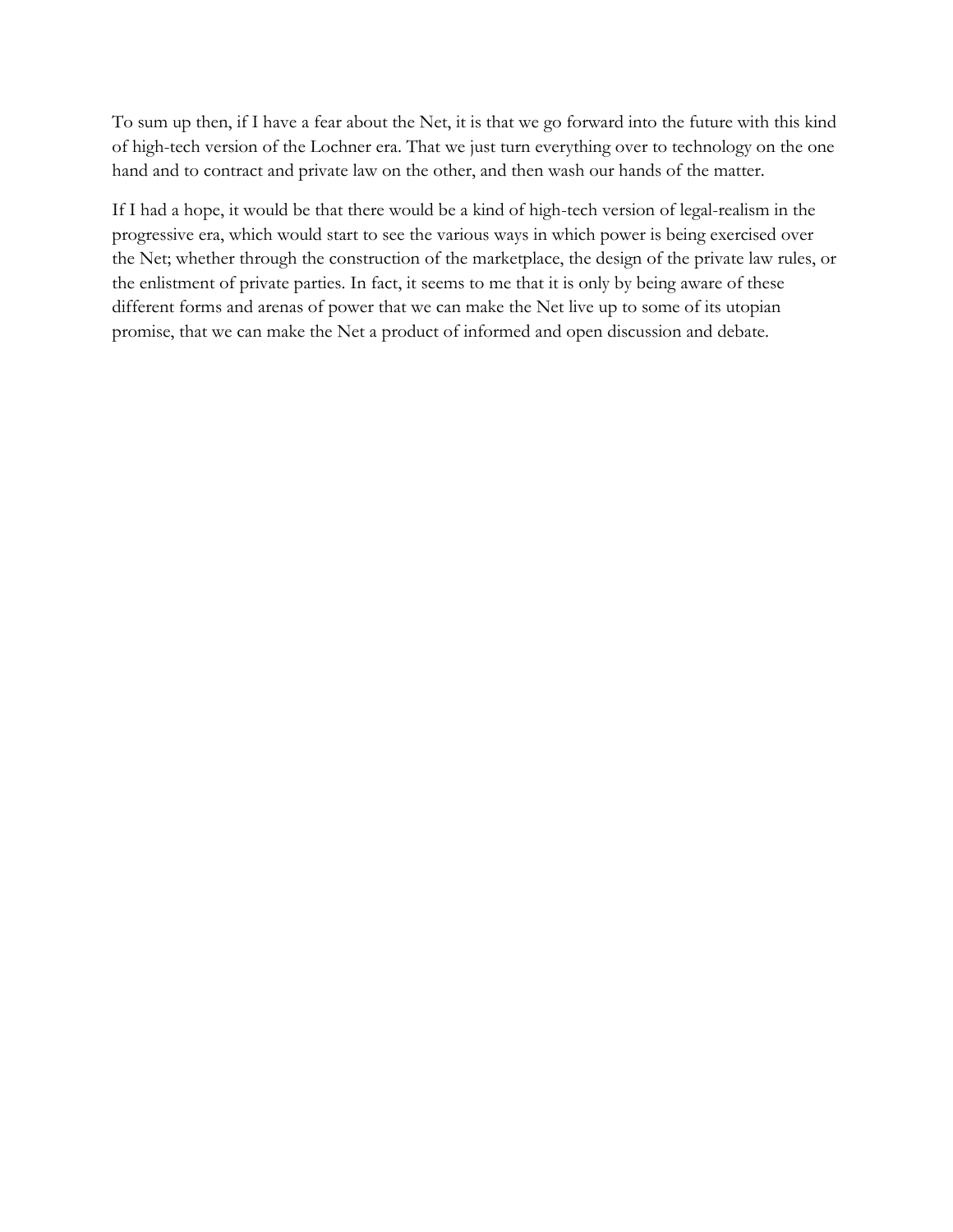To sum up then, if I have a fear about the Net, it is that we go forward into the future with this kind of high-tech version of the Lochner era. That we just turn everything over to technology on the one hand and to contract and private law on the other, and then wash our hands of the matter.

If I had a hope, it would be that there would be a kind of high-tech version of legal-realism in the progressive era, which would start to see the various ways in which power is being exercised over the Net; whether through the construction of the marketplace, the design of the private law rules, or the enlistment of private parties. In fact, it seems to me that it is only by being aware of these different forms and arenas of power that we can make the Net live up to some of its utopian promise, that we can make the Net a product of informed and open discussion and debate.